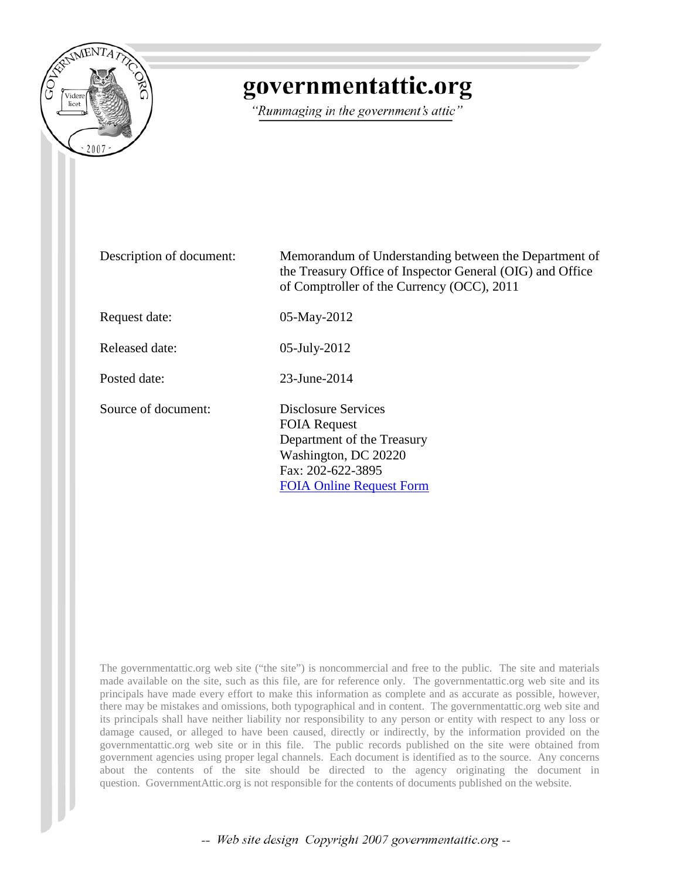# governmentattic.org

*"Rummaging in the government's attic"*

| | |
|---|---|
| Description of document: | Memorandum of Understanding between the Department of the Treasury Office of Inspector General (OIG) and Office of Comptroller of the Currency (OCC), 2011 |
| Request date: | 05-May-2012 |
| Released date: | 05-July-2012 |
| Posted date: | 23-June-2014 |
| Source of document: | Disclosure Services<br>FOIA Request<br>Department of the Treasury<br>Washington, DC 20220<br>Fax: 202-622-3895<br>FOIA Online Request Form |

The governmentattic.org web site ("the site") is noncommercial and free to the public. The site and materials made available on the site, such as this file, are for reference only. The governmentattic.org web site and its principals have made every effort to make this information as complete and as accurate as possible, however, there may be mistakes and omissions, both typographical and in content. The governmentattic.org web site and its principals shall have neither liability nor responsibility to any person or entity with respect to any loss or damage caused, or alleged to have been caused, directly or indirectly, by the information provided on the governmentattic.org web site or in this file. The public records published on the site were obtained from government agencies using proper legal channels. Each document is identified as to the source. Any concerns about the contents of the site should be directed to the agency originating the document in question. GovernmentAttic.org is not responsible for the contents of documents published on the website.

*-- Web site design Copyright 2007 governmentattic.org --*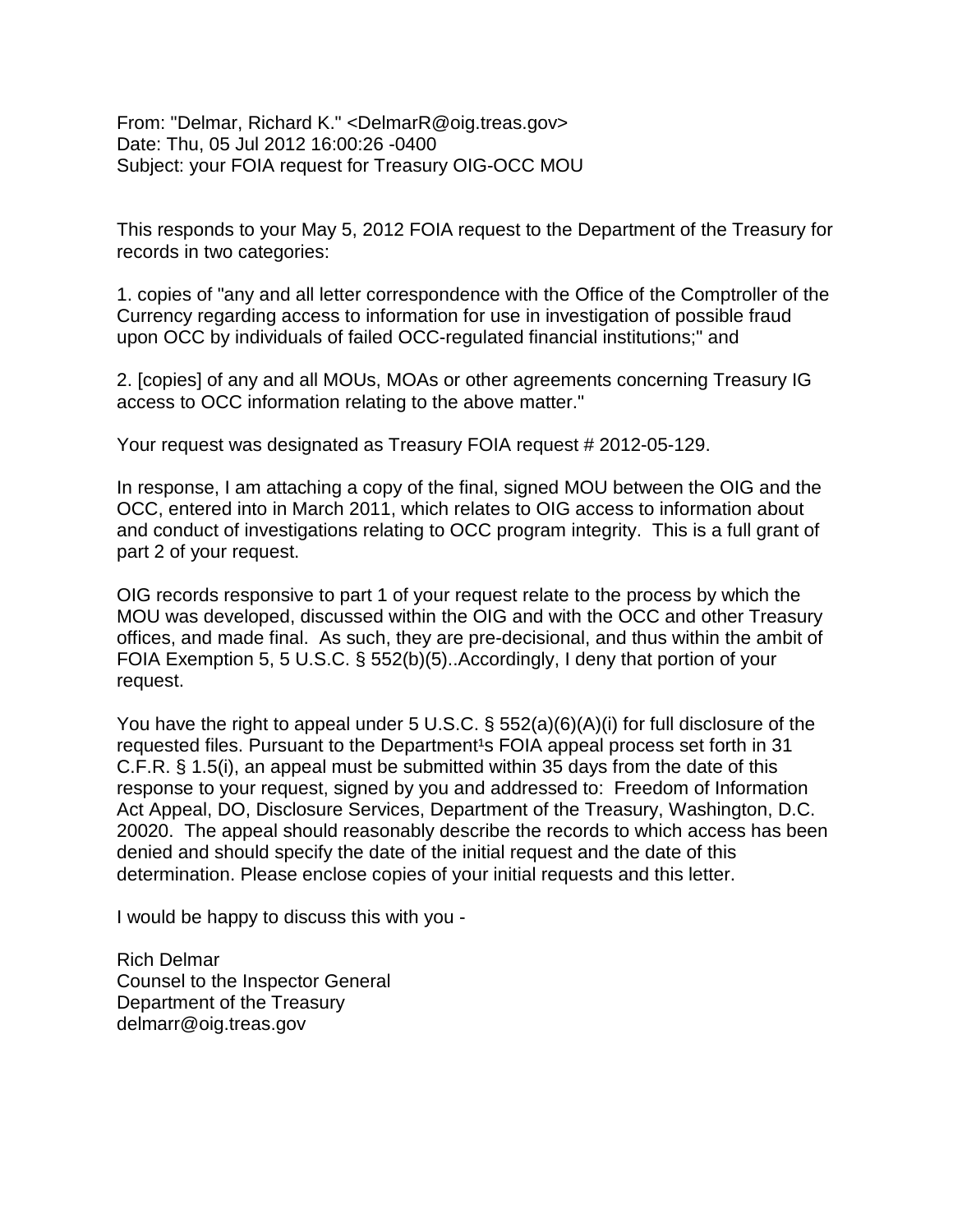From: "Delmar, Richard K." <DelmarR@oig.treas.gov>
Date: Thu, 05 Jul 2012 16:00:26 -0400
Subject: your FOIA request for Treasury OIG-OCC MOU

This responds to your May 5, 2012 FOIA request to the Department of the Treasury for records in two categories:

1. copies of "any and all letter correspondence with the Office of the Comptroller of the Currency regarding access to information for use in investigation of possible fraud upon OCC by individuals of failed OCC-regulated financial institutions;" and

2. [copies] of any and all MOUs, MOAs or other agreements concerning Treasury IG access to OCC information relating to the above matter."

Your request was designated as Treasury FOIA request # 2012-05-129.

In response, I am attaching a copy of the final, signed MOU between the OIG and the OCC, entered into in March 2011, which relates to OIG access to information about and conduct of investigations relating to OCC program integrity. This is a full grant of part 2 of your request.

OIG records responsive to part 1 of your request relate to the process by which the MOU was developed, discussed within the OIG and with the OCC and other Treasury offices, and made final. As such, they are pre-decisional, and thus within the ambit of FOIA Exemption 5, 5 U.S.C. § 552(b)(5)..Accordingly, I deny that portion of your request.

You have the right to appeal under 5 U.S.C. § 552(a)(6)(A)(i) for full disclosure of the requested files. Pursuant to the Department¹s FOIA appeal process set forth in 31 C.F.R. § 1.5(i), an appeal must be submitted within 35 days from the date of this response to your request, signed by you and addressed to: Freedom of Information Act Appeal, DO, Disclosure Services, Department of the Treasury, Washington, D.C. 20020. The appeal should reasonably describe the records to which access has been denied and should specify the date of the initial request and the date of this determination. Please enclose copies of your initial requests and this letter.

I would be happy to discuss this with you -

Rich Delmar
Counsel to the Inspector General
Department of the Treasury
delmarr@oig.treas.gov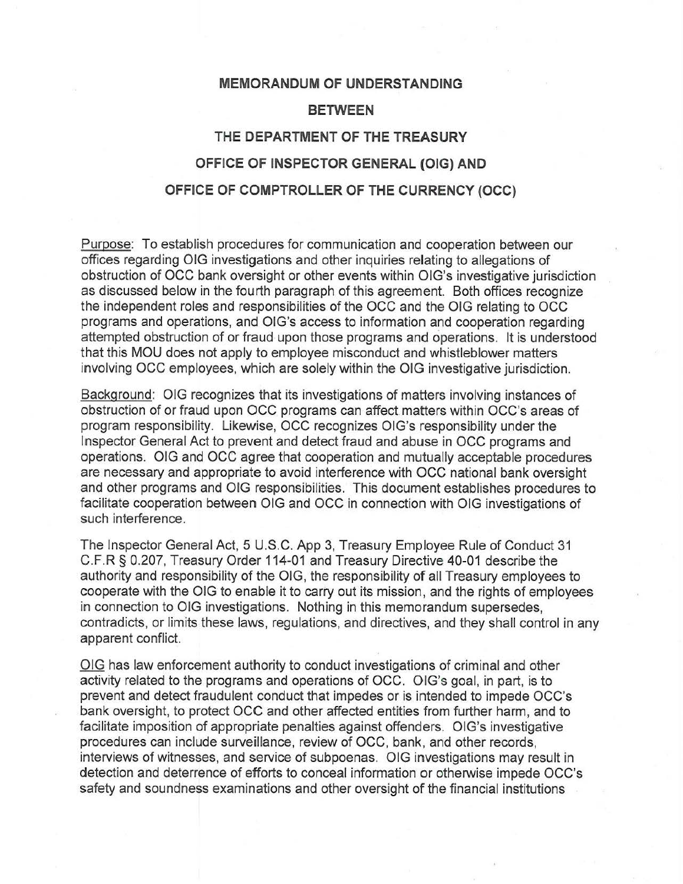**MEMORANDUM OF UNDERSTANDING**

**BETWEEN**

**THE DEPARTMENT OF THE TREASURY**

**OFFICE OF INSPECTOR GENERAL (OIG) AND**

**OFFICE OF COMPTROLLER OF THE CURRENCY (OCC)**

Purpose: To establish procedures for communication and cooperation between our offices regarding OIG investigations and other inquiries relating to allegations of obstruction of OCC bank oversight or other events within OIG's investigative jurisdiction as discussed below in the fourth paragraph of this agreement. Both offices recognize the independent roles and responsibilities of the OCC and the OIG relating to OCC programs and operations, and OIG's access to information and cooperation regarding attempted obstruction of or fraud upon those programs and operations. It is understood that this MOU does not apply to employee misconduct and whistleblower matters involving OCC employees, which are solely within the OIG investigative jurisdiction.

Background: OIG recognizes that its investigations of matters involving instances of obstruction of or fraud upon OCC programs can affect matters within OCC's areas of program responsibility. Likewise, OCC recognizes OIG's responsibility under the Inspector General Act to prevent and detect fraud and abuse in OCC programs and operations. OIG and OCC agree that cooperation and mutually acceptable procedures are necessary and appropriate to avoid interference with OCC national bank oversight and other programs and OIG responsibilities. This document establishes procedures to facilitate cooperation between OIG and OCC in connection with OIG investigations of such interference.

The Inspector General Act, 5 U.S.C. App 3, Treasury Employee Rule of Conduct 31 C.F.R § 0.207, Treasury Order 114-01 and Treasury Directive 40-01 describe the authority and responsibility of the OIG, the responsibility of all Treasury employees to cooperate with the OIG to enable it to carry out its mission, and the rights of employees in connection to OIG investigations. Nothing in this memorandum supersedes, contradicts, or limits these laws, regulations, and directives, and they shall control in any apparent conflict.

OIG has law enforcement authority to conduct investigations of criminal and other activity related to the programs and operations of OCC. OIG's goal, in part, is to prevent and detect fraudulent conduct that impedes or is intended to impede OCC's bank oversight, to protect OCC and other affected entities from further harm, and to facilitate imposition of appropriate penalties against offenders. OIG's investigative procedures can include surveillance, review of OCC, bank, and other records, interviews of witnesses, and service of subpoenas. OIG investigations may result in detection and deterrence of efforts to conceal information or otherwise impede OCC's safety and soundness examinations and other oversight of the financial institutions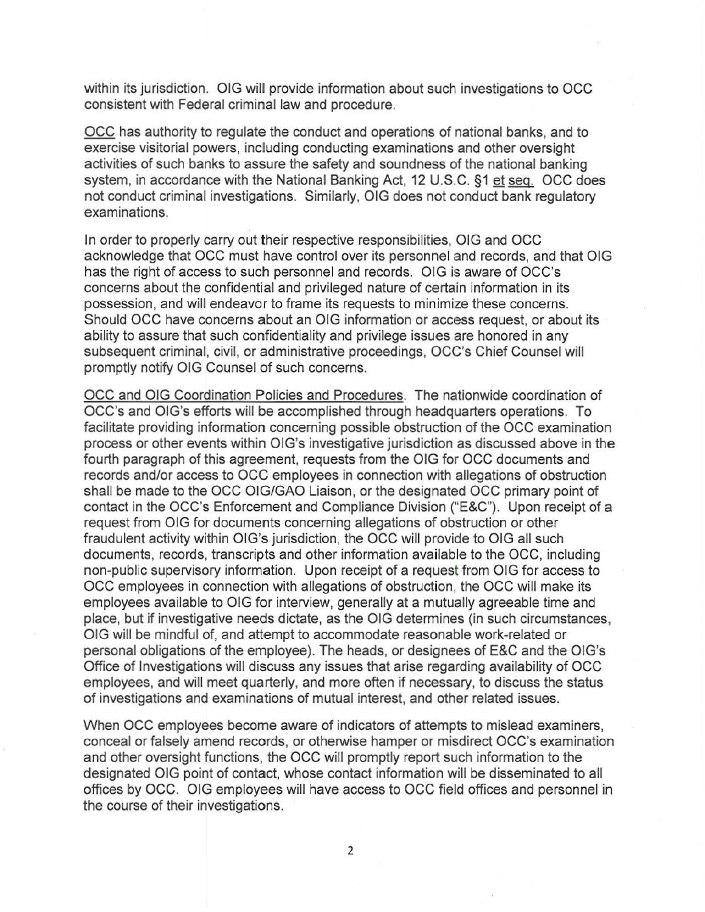within its jurisdiction. OIG will provide information about such investigations to OCC consistent with Federal criminal law and procedure.

OCC has authority to regulate the conduct and operations of national banks, and to exercise visitorial powers, including conducting examinations and other oversight activities of such banks to assure the safety and soundness of the national banking system, in accordance with the National Banking Act, 12 U.S.C. §1 et seq. OCC does not conduct criminal investigations. Similarly, OIG does not conduct bank regulatory examinations.

In order to properly carry out their respective responsibilities, OIG and OCC acknowledge that OCC must have control over its personnel and records, and that OIG has the right of access to such personnel and records. OIG is aware of OCC's concerns about the confidential and privileged nature of certain information in its possession, and will endeavor to frame its requests to minimize these concerns. Should OCC have concerns about an OIG information or access request, or about its ability to assure that such confidentiality and privilege issues are honored in any subsequent criminal, civil, or administrative proceedings, OCC's Chief Counsel will promptly notify OIG Counsel of such concerns.

OCC and OIG Coordination Policies and Procedures. The nationwide coordination of OCC's and OIG's efforts will be accomplished through headquarters operations. To facilitate providing information concerning possible obstruction of the OCC examination process or other events within OIG's investigative jurisdiction as discussed above in the fourth paragraph of this agreement, requests from the OIG for OCC documents and records and/or access to OCC employees in connection with allegations of obstruction shall be made to the OCC OIG/GAO Liaison, or the designated OCC primary point of contact in the OCC's Enforcement and Compliance Division ("E&C"). Upon receipt of a request from OIG for documents concerning allegations of obstruction or other fraudulent activity within OIG's jurisdiction, the OCC will provide to OIG all such documents, records, transcripts and other information available to the OCC, including non-public supervisory information. Upon receipt of a request from OIG for access to OCC employees in connection with allegations of obstruction, the OCC will make its employees available to OIG for interview, generally at a mutually agreeable time and place, but if investigative needs dictate, as the OIG determines (in such circumstances, OIG will be mindful of, and attempt to accommodate reasonable work-related or personal obligations of the employee). The heads, or designees of E&C and the OIG's Office of Investigations will discuss any issues that arise regarding availability of OCC employees, and will meet quarterly, and more often if necessary, to discuss the status of investigations and examinations of mutual interest, and other related issues.

When OCC employees become aware of indicators of attempts to mislead examiners, conceal or falsely amend records, or otherwise hamper or misdirect OCC's examination and other oversight functions, the OCC will promptly report such information to the designated OIG point of contact, whose contact information will be disseminated to all offices by OCC. OIG employees will have access to OCC field offices and personnel in the course of their investigations.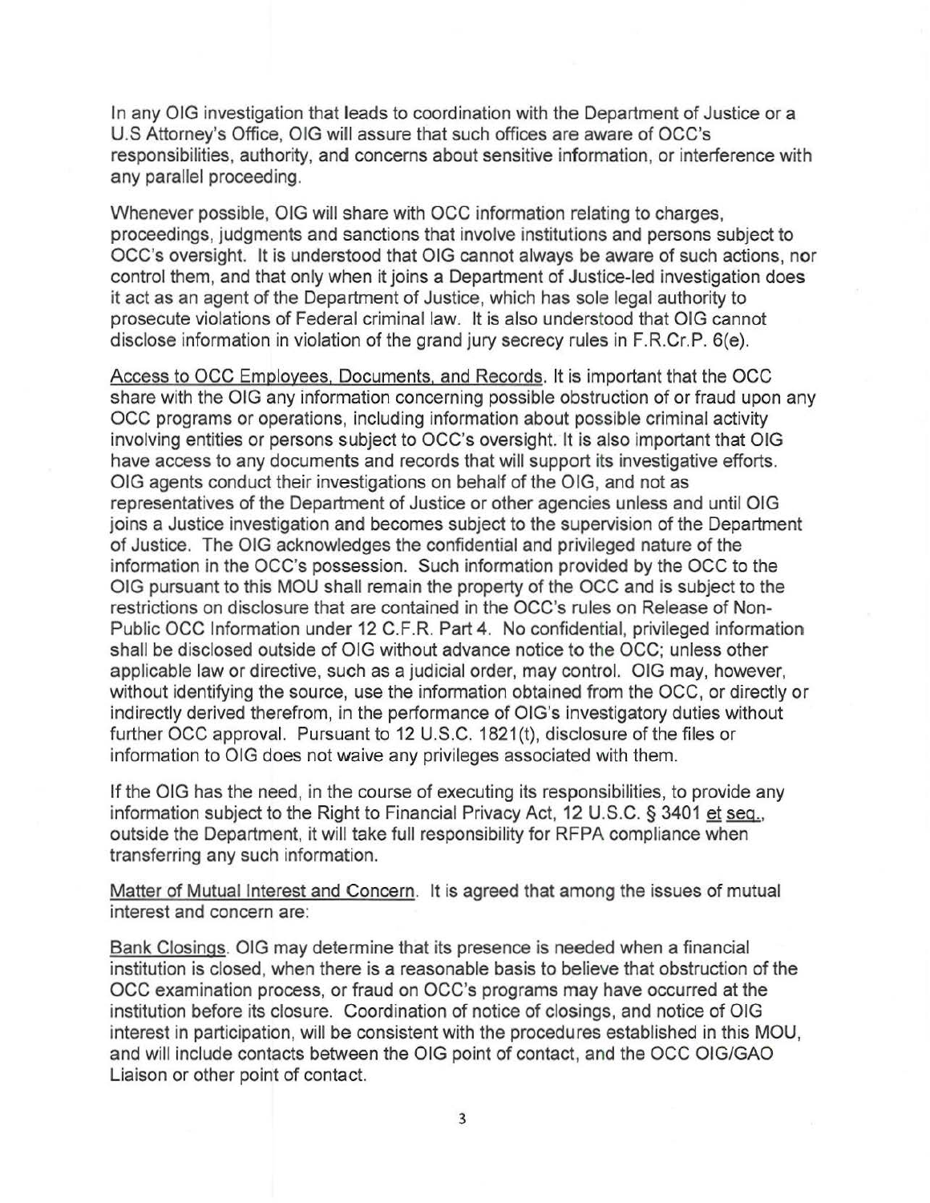In any OIG investigation that leads to coordination with the Department of Justice or a U.S Attorney's Office, OIG will assure that such offices are aware of OCC's responsibilities, authority, and concerns about sensitive information, or interference with any parallel proceeding.

Whenever possible, OIG will share with OCC information relating to charges, proceedings, judgments and sanctions that involve institutions and persons subject to OCC's oversight. It is understood that OIG cannot always be aware of such actions, nor control them, and that only when it joins a Department of Justice-led investigation does it act as an agent of the Department of Justice, which has sole legal authority to prosecute violations of Federal criminal law. It is also understood that OIG cannot disclose information in violation of the grand jury secrecy rules in F.R.Cr.P. 6(e).

<u>Access to OCC Employees, Documents, and Records</u>. It is important that the OCC share with the OIG any information concerning possible obstruction of or fraud upon any OCC programs or operations, including information about possible criminal activity involving entities or persons subject to OCC's oversight. It is also important that OIG have access to any documents and records that will support its investigative efforts. OIG agents conduct their investigations on behalf of the OIG, and not as representatives of the Department of Justice or other agencies unless and until OIG joins a Justice investigation and becomes subject to the supervision of the Department of Justice. The OIG acknowledges the confidential and privileged nature of the information in the OCC's possession. Such information provided by the OCC to the OIG pursuant to this MOU shall remain the property of the OCC and is subject to the restrictions on disclosure that are contained in the OCC's rules on Release of Non-Public OCC Information under 12 C.F.R. Part 4. No confidential, privileged information shall be disclosed outside of OIG without advance notice to the OCC; unless other applicable law or directive, such as a judicial order, may control. OIG may, however, without identifying the source, use the information obtained from the OCC, or directly or indirectly derived therefrom, in the performance of OIG's investigatory duties without further OCC approval. Pursuant to 12 U.S.C. 1821(t), disclosure of the files or information to OIG does not waive any privileges associated with them.

If the OIG has the need, in the course of executing its responsibilities, to provide any information subject to the Right to Financial Privacy Act, 12 U.S.C. § 3401 <u>et seq.</u>, outside the Department, it will take full responsibility for RFPA compliance when transferring any such information.

<u>Matter of Mutual Interest and Concern</u>. It is agreed that among the issues of mutual interest and concern are:

<u>Bank Closings</u>. OIG may determine that its presence is needed when a financial institution is closed, when there is a reasonable basis to believe that obstruction of the OCC examination process, or fraud on OCC's programs may have occurred at the institution before its closure. Coordination of notice of closings, and notice of OIG interest in participation, will be consistent with the procedures established in this MOU, and will include contacts between the OIG point of contact, and the OCC OIG/GAO Liaison or other point of contact.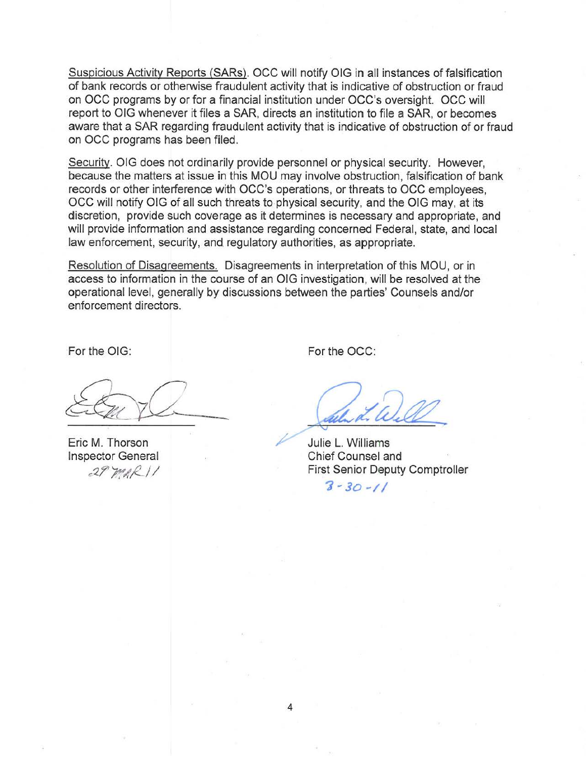Suspicious Activity Reports (SARs). OCC will notify OIG in all instances of falsification of bank records or otherwise fraudulent activity that is indicative of obstruction or fraud on OCC programs by or for a financial institution under OCC's oversight. OCC will report to OIG whenever it files a SAR, directs an institution to file a SAR, or becomes aware that a SAR regarding fraudulent activity that is indicative of obstruction of or fraud on OCC programs has been filed.

Security. OIG does not ordinarily provide personnel or physical security. However, because the matters at issue in this MOU may involve obstruction, falsification of bank records or other interference with OCC's operations, or threats to OCC employees, OCC will notify OIG of all such threats to physical security, and the OIG may, at its discretion, provide such coverage as it determines is necessary and appropriate, and will provide information and assistance regarding concerned Federal, state, and local law enforcement, security, and regulatory authorities, as appropriate.

Resolution of Disagreements. Disagreements in interpretation of this MOU, or in access to information in the course of an OIG investigation, will be resolved at the operational level, generally by discussions between the parties' Counsels and/or enforcement directors.

For the OIG:

Eric M. Thorson
Inspector General
29 MAR 11

For the OCC:

Julie L. Williams
Chief Counsel and
First Senior Deputy Comptroller
3-30-11